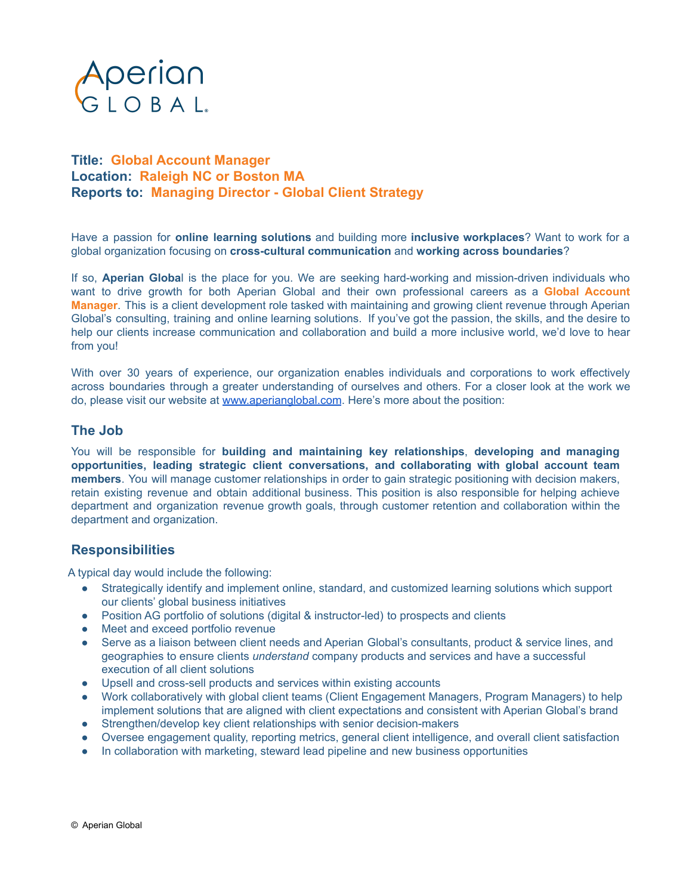Aperian GLOBAL

**Title: Global Account Manager**
**Location: Raleigh NC or Boston MA**
**Reports to: Managing Director - Global Client Strategy**

Have a passion for **online learning solutions** and building more **inclusive workplaces**? Want to work for a global organization focusing on **cross-cultural communication** and **working across boundaries**?

If so, **Aperian Global** is the place for you. We are seeking hard-working and mission-driven individuals who want to drive growth for both Aperian Global and their own professional careers as a **Global Account Manager**. This is a client development role tasked with maintaining and growing client revenue through Aperian Global's consulting, training and online learning solutions. If you've got the passion, the skills, and the desire to help our clients increase communication and collaboration and build a more inclusive world, we'd love to hear from you!

With over 30 years of experience, our organization enables individuals and corporations to work effectively across boundaries through a greater understanding of ourselves and others. For a closer look at the work we do, please visit our website at www.aperianglobal.com. Here's more about the position:

## The Job

You will be responsible for **building and maintaining key relationships**, **developing and managing opportunities, leading strategic client conversations, and collaborating with global account team members**. You will manage customer relationships in order to gain strategic positioning with decision makers, retain existing revenue and obtain additional business. This position is also responsible for helping achieve department and organization revenue growth goals, through customer retention and collaboration within the department and organization.

## Responsibilities

A typical day would include the following:

- Strategically identify and implement online, standard, and customized learning solutions which support our clients' global business initiatives
- Position AG portfolio of solutions (digital & instructor-led) to prospects and clients
- Meet and exceed portfolio revenue
- Serve as a liaison between client needs and Aperian Global's consultants, product & service lines, and geographies to ensure clients *understand* company products and services and have a successful execution of all client solutions
- Upsell and cross-sell products and services within existing accounts
- Work collaboratively with global client teams (Client Engagement Managers, Program Managers) to help implement solutions that are aligned with client expectations and consistent with Aperian Global's brand
- Strengthen/develop key client relationships with senior decision-makers
- Oversee engagement quality, reporting metrics, general client intelligence, and overall client satisfaction
- In collaboration with marketing, steward lead pipeline and new business opportunities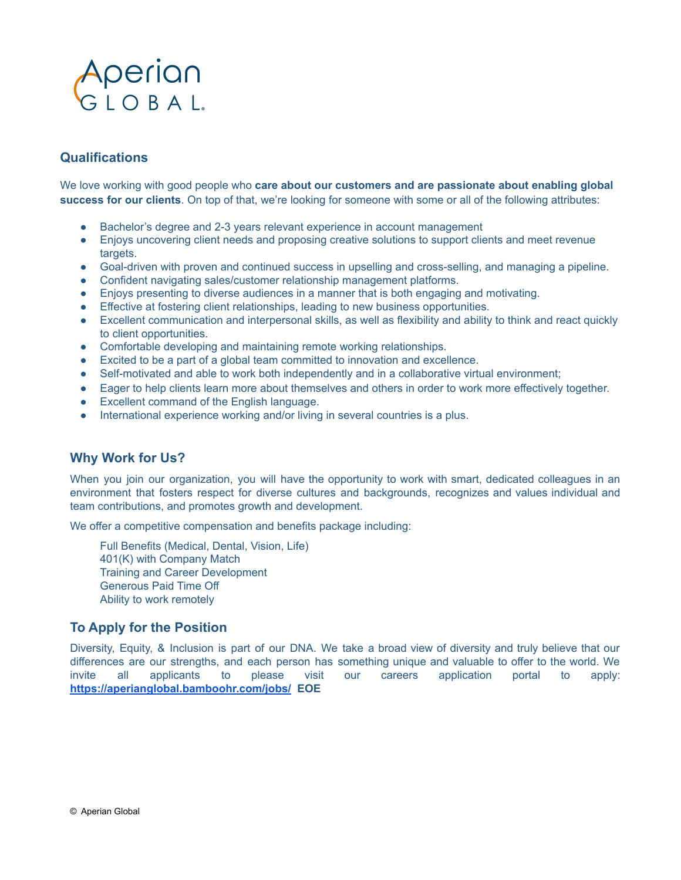Aperian GLOBAL

## Qualifications

We love working with good people who **care about our customers and are passionate about enabling global success for our clients**. On top of that, we're looking for someone with some or all of the following attributes:

- Bachelor's degree and 2-3 years relevant experience in account management
- Enjoys uncovering client needs and proposing creative solutions to support clients and meet revenue targets.
- Goal-driven with proven and continued success in upselling and cross-selling, and managing a pipeline.
- Confident navigating sales/customer relationship management platforms.
- Enjoys presenting to diverse audiences in a manner that is both engaging and motivating.
- Effective at fostering client relationships, leading to new business opportunities.
- Excellent communication and interpersonal skills, as well as flexibility and ability to think and react quickly to client opportunities.
- Comfortable developing and maintaining remote working relationships.
- Excited to be a part of a global team committed to innovation and excellence.
- Self-motivated and able to work both independently and in a collaborative virtual environment;
- Eager to help clients learn more about themselves and others in order to work more effectively together.
- Excellent command of the English language.
- International experience working and/or living in several countries is a plus.

## Why Work for Us?

When you join our organization, you will have the opportunity to work with smart, dedicated colleagues in an environment that fosters respect for diverse cultures and backgrounds, recognizes and values individual and team contributions, and promotes growth and development.

We offer a competitive compensation and benefits package including:

Full Benefits (Medical, Dental, Vision, Life)
401(K) with Company Match
Training and Career Development
Generous Paid Time Off
Ability to work remotely

## To Apply for the Position

Diversity, Equity, & Inclusion is part of our DNA. We take a broad view of diversity and truly believe that our differences are our strengths, and each person has something unique and valuable to offer to the world. We invite all applicants to please visit our careers application portal to apply: **https://aperianglobal.bamboohr.com/jobs/** **EOE**

© Aperian Global